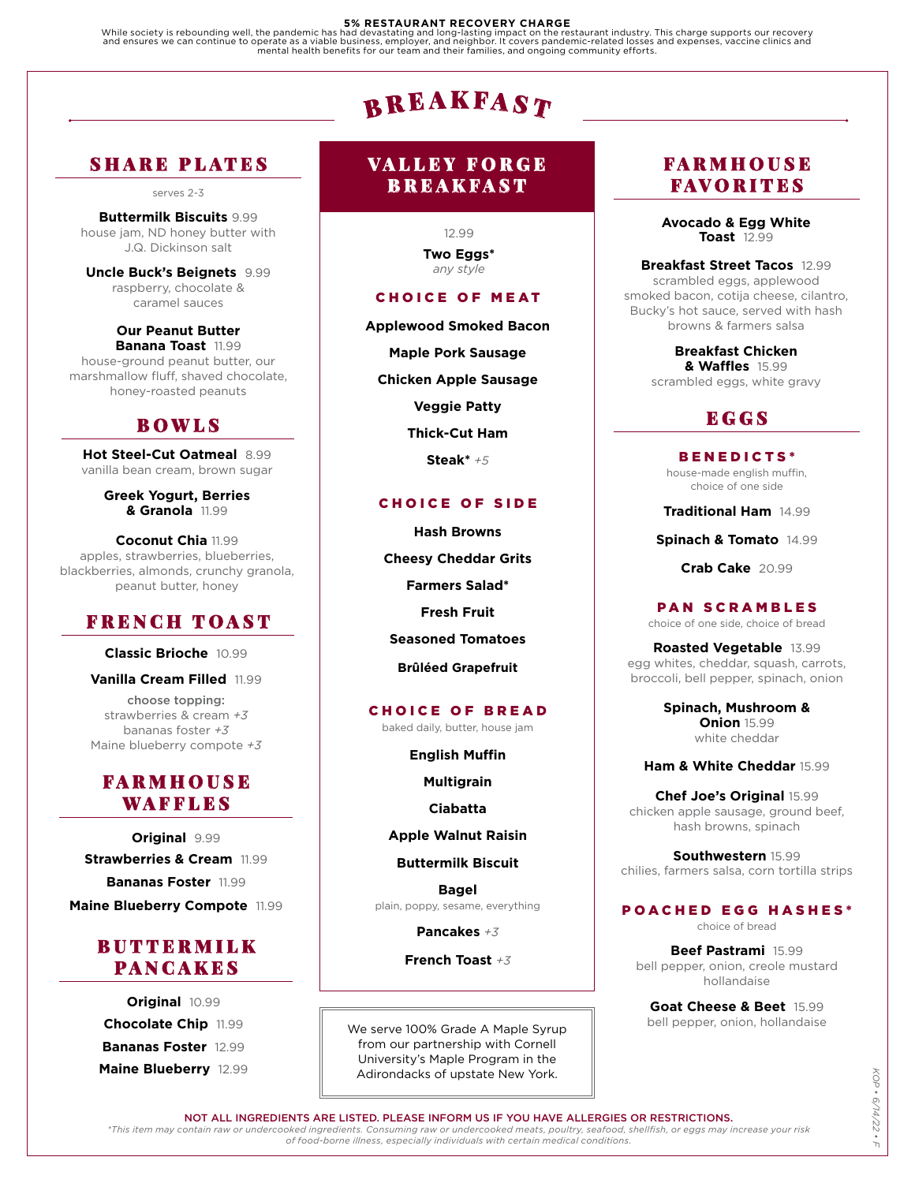**5% RESTAURANT RECOVERY CHARGE**
While society is rebounding well, the pandemic has had devastating and long-lasting impact on the restaurant industry. This charge supports our recovery and ensures we can continue to operate as a viable business, employer, and neighbor. It covers pandemic-related losses and expenses, vaccine clinics and mental health benefits for our team and their families, and ongoing community efforts.

# BREAKFAST

## SHARE PLATES

serves 2-3

**Buttermilk Biscuits** 9.99
house jam, ND honey butter with J.Q. Dickinson salt

**Uncle Buck's Beignets** 9.99
raspberry, chocolate & caramel sauces

**Our Peanut Butter Banana Toast** 11.99
house-ground peanut butter, our marshmallow fluff, shaved chocolate, honey-roasted peanuts

## BOWLS

**Hot Steel-Cut Oatmeal** 8.99
vanilla bean cream, brown sugar

**Greek Yogurt, Berries & Granola** 11.99

**Coconut Chia** 11.99
apples, strawberries, blueberries, blackberries, almonds, crunchy granola, peanut butter, honey

## FRENCH TOAST

**Classic Brioche** 10.99

**Vanilla Cream Filled** 11.99

choose topping:
strawberries & cream *+3*
bananas foster *+3*
Maine blueberry compote *+3*

## FARMHOUSE WAFFLES

**Original** 9.99

**Strawberries & Cream** 11.99

**Bananas Foster** 11.99

**Maine Blueberry Compote** 11.99

## BUTTERMILK PANCAKES

**Original** 10.99

**Chocolate Chip** 11.99

**Bananas Foster** 12.99

**Maine Blueberry** 12.99

## VALLEY FORGE BREAKFAST

12.99

**Two Eggs***
*any style*

### CHOICE OF MEAT

**Applewood Smoked Bacon**

**Maple Pork Sausage**

**Chicken Apple Sausage**

**Veggie Patty**

**Thick-Cut Ham**

**Steak*** *+5*

### CHOICE OF SIDE

**Hash Browns**

**Cheesy Cheddar Grits**

**Farmers Salad***

**Fresh Fruit**

**Seasoned Tomatoes**

**Brûléed Grapefruit**

### CHOICE OF BREAD

baked daily, butter, house jam

**English Muffin**

**Multigrain**

**Ciabatta**

**Apple Walnut Raisin**

**Buttermilk Biscuit**

**Bagel**
plain, poppy, sesame, everything

**Pancakes** *+3*

**French Toast** *+3*

We serve 100% Grade A Maple Syrup from our partnership with Cornell University's Maple Program in the Adirondacks of upstate New York.

## FARMHOUSE FAVORITES

**Avocado & Egg White Toast** 12.99

**Breakfast Street Tacos** 12.99
scrambled eggs, applewood smoked bacon, cotija cheese, cilantro, Bucky's hot sauce, served with hash browns & farmers salsa

**Breakfast Chicken & Waffles** 15.99
scrambled eggs, white gravy

## EGGS

### BENEDICTS*

house-made english muffin, choice of one side

**Traditional Ham** 14.99

**Spinach & Tomato** 14.99

**Crab Cake** 20.99

### PAN SCRAMBLES

choice of one side, choice of bread

**Roasted Vegetable** 13.99
egg whites, cheddar, squash, carrots, broccoli, bell pepper, spinach, onion

**Spinach, Mushroom & Onion** 15.99
white cheddar

**Ham & White Cheddar** 15.99

**Chef Joe's Original** 15.99
chicken apple sausage, ground beef, hash browns, spinach

**Southwestern** 15.99
chilies, farmers salsa, corn tortilla strips

### POACHED EGG HASHES*

choice of bread

**Beef Pastrami** 15.99
bell pepper, onion, creole mustard hollandaise

**Goat Cheese & Beet** 15.99
bell pepper, onion, hollandaise

NOT ALL INGREDIENTS ARE LISTED. PLEASE INFORM US IF YOU HAVE ALLERGIES OR RESTRICTIONS.

*\*This item may contain raw or undercooked ingredients. Consuming raw or undercooked meats, poultry, seafood, shellfish, or eggs may increase your risk of food-borne illness, especially individuals with certain medical conditions.*

KOP • 6/14/22 • F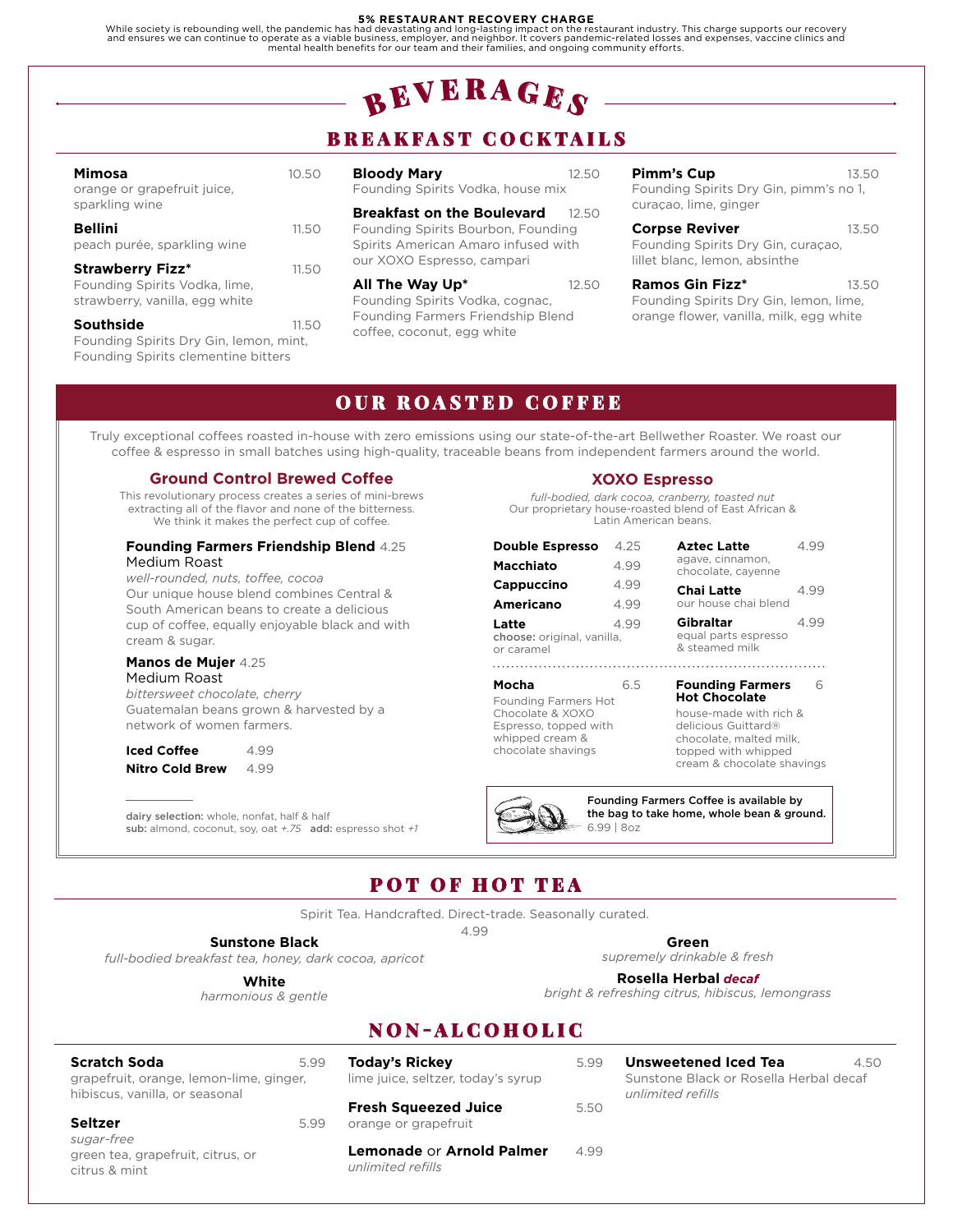**5% RESTAURANT RECOVERY CHARGE**

While society is rebounding well, the pandemic has had devastating and long-lasting impact on the restaurant industry. This charge supports our recovery and ensures we can continue to operate as a viable business, employer, and neighbor. It covers pandemic-related losses and expenses, vaccine clinics and mental health benefits for our team and their families, and ongoing community efforts.

# BEVERAGES

## BREAKFAST COCKTAILS

**Mimosa** 10.50
orange or grapefruit juice, sparkling wine

**Bellini** 11.50
peach purée, sparkling wine

**Strawberry Fizz*** 11.50
Founding Spirits Vodka, lime, strawberry, vanilla, egg white

**Southside** 11.50
Founding Spirits Dry Gin, lemon, mint, Founding Spirits clementine bitters

**Bloody Mary** 12.50
Founding Spirits Vodka, house mix

**Breakfast on the Boulevard** 12.50
Founding Spirits Bourbon, Founding Spirits American Amaro infused with our XOXO Espresso, campari

**All The Way Up*** 12.50
Founding Spirits Vodka, cognac, Founding Farmers Friendship Blend coffee, coconut, egg white

**Pimm's Cup** 13.50
Founding Spirits Dry Gin, pimm's no 1, curaçao, lime, ginger

**Corpse Reviver** 13.50
Founding Spirits Dry Gin, curaçao, lillet blanc, lemon, absinthe

**Ramos Gin Fizz*** 13.50
Founding Spirits Dry Gin, lemon, lime, orange flower, vanilla, milk, egg white

## OUR ROASTED COFFEE

Truly exceptional coffees roasted in-house with zero emissions using our state-of-the-art Bellwether Roaster. We roast our coffee & espresso in small batches using high-quality, traceable beans from independent farmers around the world.

### Ground Control Brewed Coffee

This revolutionary process creates a series of mini-brews extracting all of the flavor and none of the bitterness. We think it makes the perfect cup of coffee.

**Founding Farmers Friendship Blend** 4.25
Medium Roast
*well-rounded, nuts, toffee, cocoa*
Our unique house blend combines Central & South American beans to create a delicious cup of coffee, equally enjoyable black and with cream & sugar.

**Manos de Mujer** 4.25
Medium Roast
*bittersweet chocolate, cherry*
Guatemalan beans grown & harvested by a network of women farmers.

**Iced Coffee** 4.99
**Nitro Cold Brew** 4.99

**dairy selection:** whole, nonfat, half & half
**sub:** almond, coconut, soy, oat *+.75* **add:** espresso shot *+1*

### XOXO Espresso

*full-bodied, dark cocoa, cranberry, toasted nut*
Our proprietary house-roasted blend of East African & Latin American beans.

**Double Espresso** 4.25
**Macchiato** 4.99
**Cappuccino** 4.99
**Americano** 4.99
**Latte** 4.99
**choose:** original, vanilla, or caramel

**Aztec Latte** 4.99
agave, cinnamon, chocolate, cayenne

**Chai Latte** 4.99
our house chai blend

**Gibraltar** 4.99
equal parts espresso & steamed milk

**Mocha** 6.5
Founding Farmers Hot Chocolate & XOXO Espresso, topped with whipped cream & chocolate shavings

**Founding Farmers Hot Chocolate** 6
house-made with rich & delicious Guittard® chocolate, malted milk, topped with whipped cream & chocolate shavings

**Founding Farmers Coffee is available by the bag to take home, whole bean & ground.**
6.99 | 8oz

## POT OF HOT TEA

Spirit Tea. Handcrafted. Direct-trade. Seasonally curated.

4.99

**Sunstone Black**
*full-bodied breakfast tea, honey, dark cocoa, apricot*

**White**
*harmonious & gentle*

**Green**
*supremely drinkable & fresh*

**Rosella Herbal** ***decaf***
*bright & refreshing citrus, hibiscus, lemongrass*

## NON-ALCOHOLIC

**Scratch Soda** 5.99
grapefruit, orange, lemon-lime, ginger, hibiscus, vanilla, or seasonal

**Seltzer** 5.99
*sugar-free*
green tea, grapefruit, citrus, or citrus & mint

**Today's Rickey** 5.99
lime juice, seltzer, today's syrup

**Fresh Squeezed Juice** 5.50
orange or grapefruit

**Lemonade** or **Arnold Palmer** 4.99
*unlimited refills*

**Unsweetened Iced Tea** 4.50
Sunstone Black or Rosella Herbal decaf
*unlimited refills*